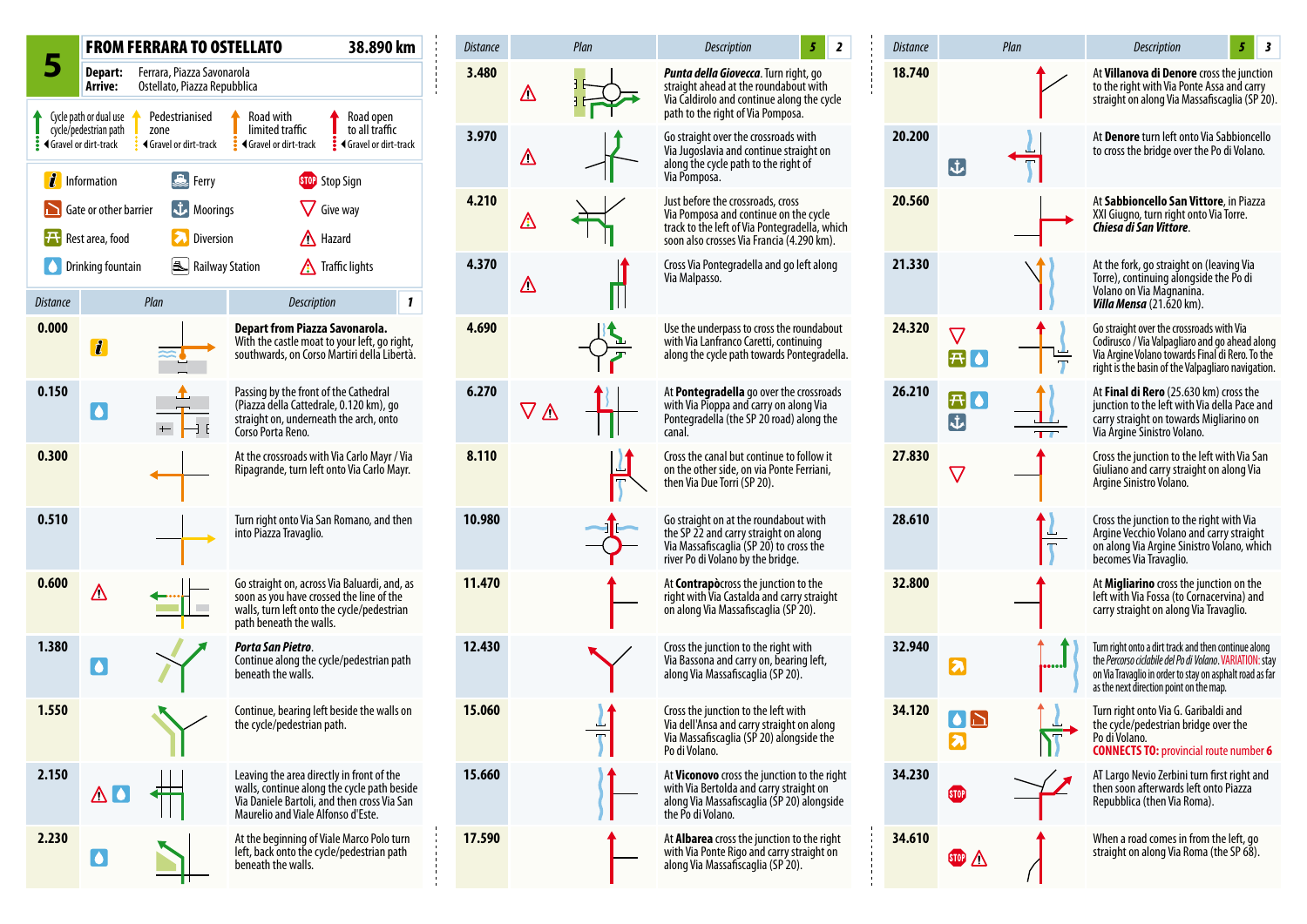# 5 FROM FERRARA TO OSTELLATO 38.890 km

**Depart:** Ferrara, Piazza Savonarola
**Arrive:** Ostellato, Piazza Repubblica

- Cycle path or dual use cycle/pedestrian path — Gravel or dirt-track
- Pedestrianised zone — Gravel or dirt-track
- Road with limited traffic — Gravel or dirt-track
- Road open to all traffic — Gravel or dirt-track

- Information
- Ferry
- Stop Sign
- Gate or other barrier
- Moorings
- Give way
- Rest area, food
- Diversion
- Hazard
- Drinking fountain
- Railway Station
- Traffic lights

## 1

| Distance | Plan | Description |
|---|---|---|
| 0.000 | Information | **Depart from Piazza Savonarola.** With the castle moat to your left, go right, southwards, on Corso Martiri della Libertà. |
| 0.150 | Drinking fountain | Passing by the front of the Cathedral (Piazza della Cattedrale, 0.120 km), go straight on, underneath the arch, onto Corso Porta Reno. |
| 0.300 | | At the crossroads with Via Carlo Mayr / Via Ripagrande, turn left onto Via Carlo Mayr. |
| 0.510 | | Turn right onto Via San Romano, and then into Piazza Travaglio. |
| 0.600 | Hazard | Go straight on, across Via Baluardi, and, as soon as you have crossed the line of the walls, turn left onto the cycle/pedestrian path beneath the walls. |
| 1.380 | Drinking fountain | ***Porta San Pietro***. Continue along the cycle/pedestrian path beneath the walls. |
| 1.550 | | Continue, bearing left beside the walls on the cycle/pedestrian path. |
| 2.150 | Hazard, Drinking fountain | Leaving the area directly in front of the walls, continue along the cycle path beside Via Daniele Bartoli, and then cross Via San Maurelio and Viale Alfonso d'Este. |
| 2.230 | Drinking fountain | At the beginning of Viale Marco Polo turn left, back onto the cycle/pedestrian path beneath the walls. |

## 2

| Distance | Plan | Description |
|---|---|---|
| 3.480 | Hazard | ***Punta della Giovecca***. Turn right, go straight ahead at the roundabout with Via Caldirolo and continue along the cycle path to the right of Via Pomposa. |
| 3.970 | Hazard | Go straight over the crossroads with Via Jugoslavia and continue straight on along the cycle path to the right of Via Pomposa. |
| 4.210 | Hazard | Just before the crossroads, cross Via Pomposa and continue on the cycle track to the left of Via Pontegradella, which soon also crosses Via Francia (4.290 km). |
| 4.370 | Hazard | Cross Via Pontegradella and go left along Via Malpasso. |
| 4.690 | | Use the underpass to cross the roundabout with Via Lanfranco Caretti, continuing along the cycle path towards Pontegradella. |
| 6.270 | Give way, Hazard | At **Pontegradella** go over the crossroads with Via Pioppa and carry on along Via Pontegradella (the SP 20 road) along the canal. |
| 8.110 | | Cross the canal but continue to follow it on the other side, on via Ponte Ferriani, then Via Due Torri (SP 20). |
| 10.980 | | Go straight on at the roundabout with the SP 22 and carry straight on along Via Massafiscaglia (SP 20) to cross the river Po di Volano by the bridge. |
| 11.470 | | At **Contrapò** cross the junction to the right with Via Castalda and carry straight on along Via Massafiscaglia (SP 20). |
| 12.430 | | Cross the junction to the right with Via Bassona and carry on, bearing left, along Via Massafiscaglia (SP 20). |
| 15.060 | | Cross the junction to the left with Via dell'Ansa and carry straight on along Via Massafiscaglia (SP 20) alongside the Po di Volano. |
| 15.660 | | At **Viconovo** cross the junction to the right with Via Bertolda and carry straight on along Via Massafiscaglia (SP 20) alongside the Po di Volano. |
| 17.590 | | At **Albarea** cross the junction to the right with Via Ponte Rigo and carry straight on along Via Massafiscaglia (SP 20). |

## 3

| Distance | Plan | Description |
|---|---|---|
| 18.740 | | At **Villanova di Denore** cross the junction to the right with Via Ponte Assa and carry straight on along Via Massafiscaglia (SP 20). |
| 20.200 | Moorings | At **Denore** turn left onto Via Sabbioncello to cross the bridge over the Po di Volano. |
| 20.560 | | At **Sabbioncello San Vittore**, in Piazza XXI Giugno, turn right onto Via Torre. ***Chiesa di San Vittore***. |
| 21.330 | | At the fork, go straight on (leaving Via Torre), continuing alongside the Po di Volano on Via Magnanina. ***Villa Mensa*** (21.620 km). |
| 24.320 | Give way, Rest area, Drinking fountain | Go straight over the crossroads with Via Codirusco / Via Valpagliaro and go ahead along Via Argine Volano towards Final di Rero. To the right is the basin of the Valpagliaro navigation. |
| 26.210 | Rest area, Drinking fountain, Moorings | At **Final di Rero** (25.630 km) cross the junction to the left with Via della Pace and carry straight on towards Migliarino on Via Argine Sinistro Volano. |
| 27.830 | Give way | Cross the junction to the left with Via San Giuliano and carry straight on along Via Argine Sinistro Volano. |
| 28.610 | | Cross the junction to the right with Via Argine Vecchio Volano and carry straight on along Via Argine Sinistro Volano, which becomes Via Travaglio. |
| 32.800 | | At **Migliarino** cross the junction on the left with Via Fossa (to Cornacervina) and carry straight on along Via Travaglio. |
| 32.940 | Diversion | Turn right onto a dirt track and then continue along the *Percorso ciclabile del Po di Volano*. VARIATION: stay on Via Travaglio in order to stay on asphalt road as far as the next direction point on the map. |
| 34.120 | Drinking fountain, Gate, Diversion | Turn right onto Via G. Garibaldi and the cycle/pedestrian bridge over the Po di Volano. **CONNECTS TO: provincial route number 6** |
| 34.230 | Stop | AT Largo Nevio Zerbini turn first right and then soon afterwards left onto Piazza Repubblica (then Via Roma). |
| 34.610 | Stop, Hazard | When a road comes in from the left, go straight on along Via Roma (the SP 68). |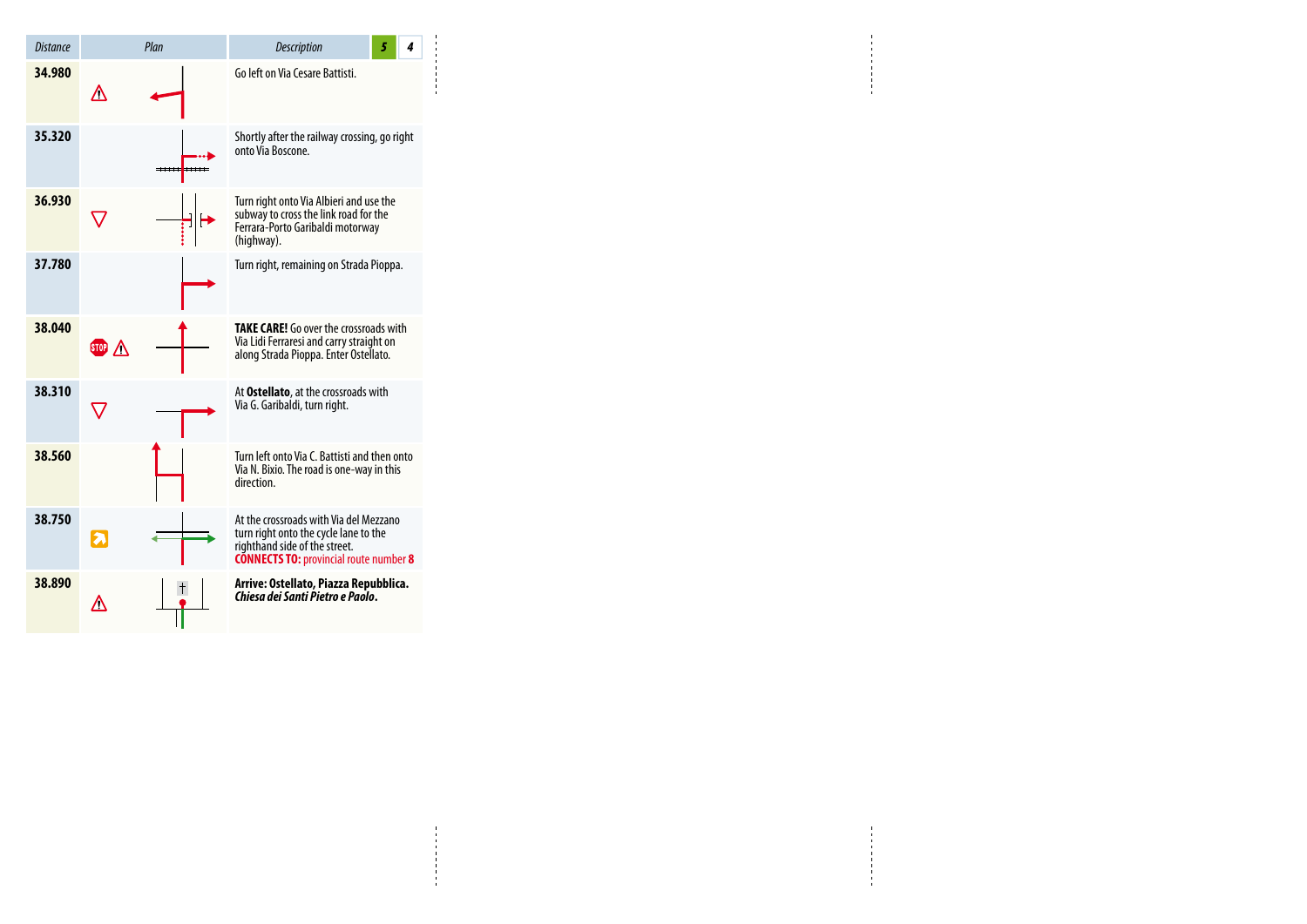| Distance | Plan | Description | 5 | 4 |
|---|---|---|---|---|
| 34.980 | | Go left on Via Cesare Battisti. | | |
| 35.320 | | Shortly after the railway crossing, go right onto Via Boscone. | | |
| 36.930 | | Turn right onto Via Albieri and use the subway to cross the link road for the Ferrara-Porto Garibaldi motorway (highway). | | |
| 37.780 | | Turn right, remaining on Strada Pioppa. | | |
| 38.040 | STOP | **TAKE CARE!** Go over the crossroads with Via Lidi Ferraresi and carry straight on along Strada Pioppa. Enter Ostellato. | | |
| 38.310 | | At **Ostellato**, at the crossroads with Via G. Garibaldi, turn right. | | |
| 38.560 | | Turn left onto Via C. Battisti and then onto Via N. Bixio. The road is one-way in this direction. | | |
| 38.750 | | At the crossroads with Via del Mezzano turn right onto the cycle lane to the righthand side of the street. **CONNECTS TO:** provincial route number **8** | | |
| 38.890 | | **Arrive: Ostellato, Piazza Repubblica.** ***Chiesa dei Santi Pietro e Paolo*.** | | |